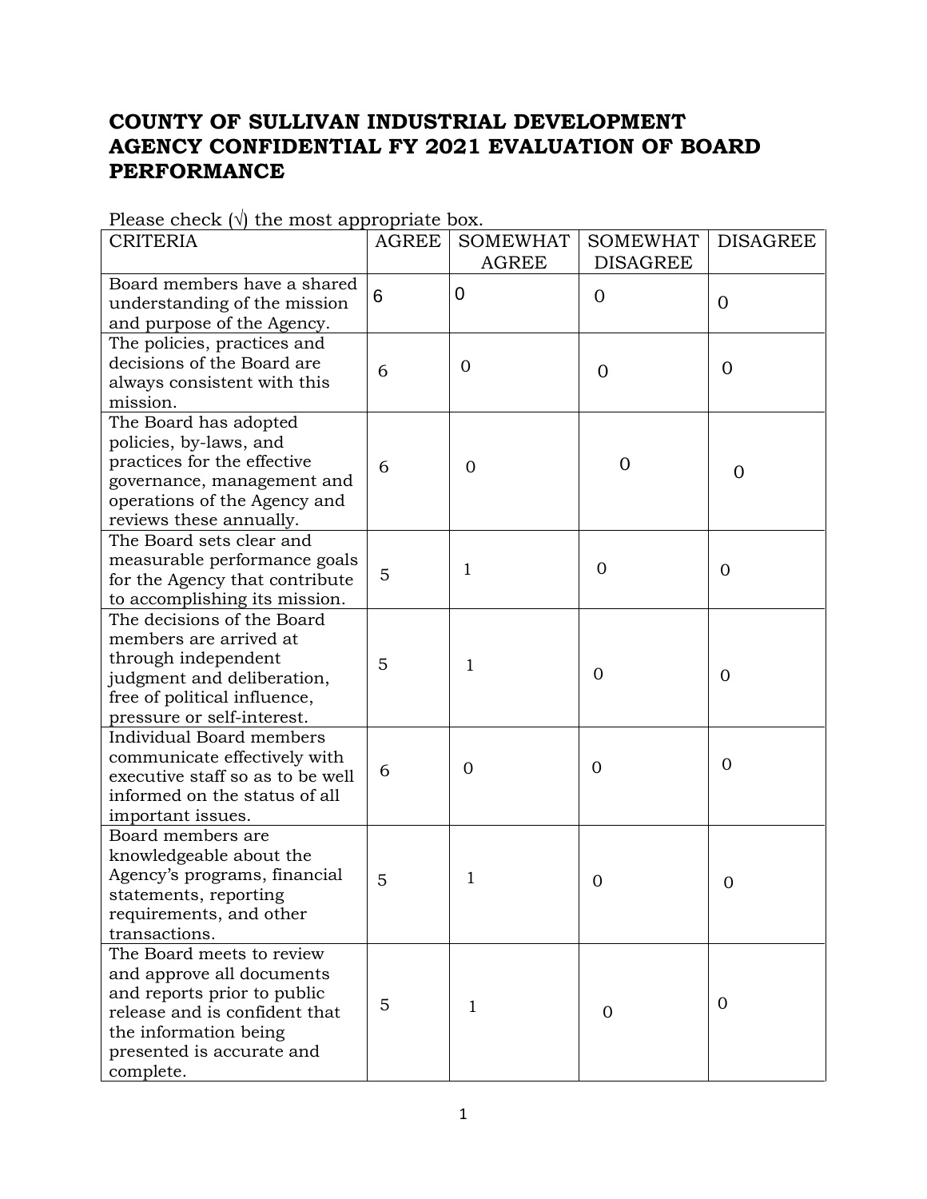# COUNTY OF SULLIVAN INDUSTRIAL DEVELOPMENT AGENCY CONFIDENTIAL FY 2021 EVALUATION OF BOARD PERFORMANCE

Please check (√) the most appropriate box.

| CRITERIA | AGREE | SOMEWHAT AGREE | SOMEWHAT DISAGREE | DISAGREE |
|---|---|---|---|---|
| Board members have a shared understanding of the mission and purpose of the Agency. | 6 | 0 | 0 | 0 |
| The policies, practices and decisions of the Board are always consistent with this mission. | 6 | 0 | 0 | 0 |
| The Board has adopted policies, by-laws, and practices for the effective governance, management and operations of the Agency and reviews these annually. | 6 | 0 | 0 | 0 |
| The Board sets clear and measurable performance goals for the Agency that contribute to accomplishing its mission. | 5 | 1 | 0 | 0 |
| The decisions of the Board members are arrived at through independent judgment and deliberation, free of political influence, pressure or self-interest. | 5 | 1 | 0 | 0 |
| Individual Board members communicate effectively with executive staff so as to be well informed on the status of all important issues. | 6 | 0 | 0 | 0 |
| Board members are knowledgeable about the Agency's programs, financial statements, reporting requirements, and other transactions. | 5 | 1 | 0 | 0 |
| The Board meets to review and approve all documents and reports prior to public release and is confident that the information being presented is accurate and complete. | 5 | 1 | 0 | 0 |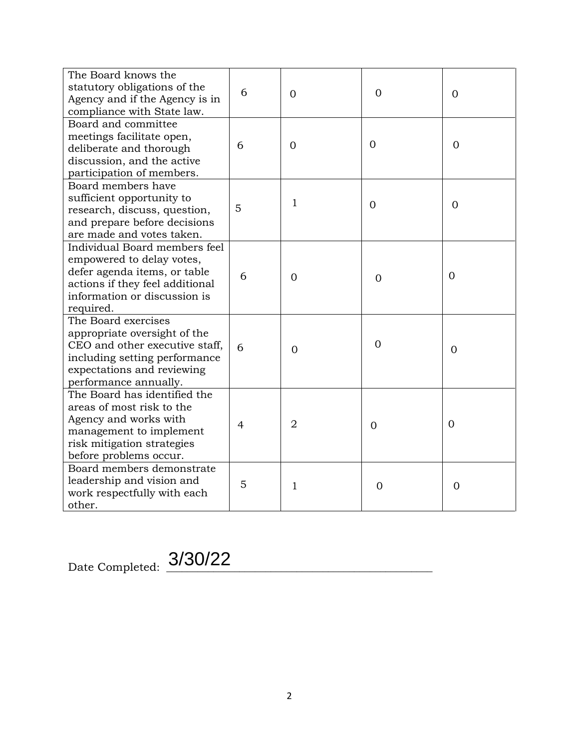| | | | | |
|---|---|---|---|---|
| The Board knows the statutory obligations of the Agency and if the Agency is in compliance with State law. | 6 | 0 | 0 | 0 |
| Board and committee meetings facilitate open, deliberate and thorough discussion, and the active participation of members. | 6 | 0 | 0 | 0 |
| Board members have sufficient opportunity to research, discuss, question, and prepare before decisions are made and votes taken. | 5 | 1 | 0 | 0 |
| Individual Board members feel empowered to delay votes, defer agenda items, or table actions if they feel additional information or discussion is required. | 6 | 0 | 0 | 0 |
| The Board exercises appropriate oversight of the CEO and other executive staff, including setting performance expectations and reviewing performance annually. | 6 | 0 | 0 | 0 |
| The Board has identified the areas of most risk to the Agency and works with management to implement risk mitigation strategies before problems occur. | 4 | 2 | 0 | 0 |
| Board members demonstrate leadership and vision and work respectfully with each other. | 5 | 1 | 0 | 0 |

Date Completed: 3/30/22